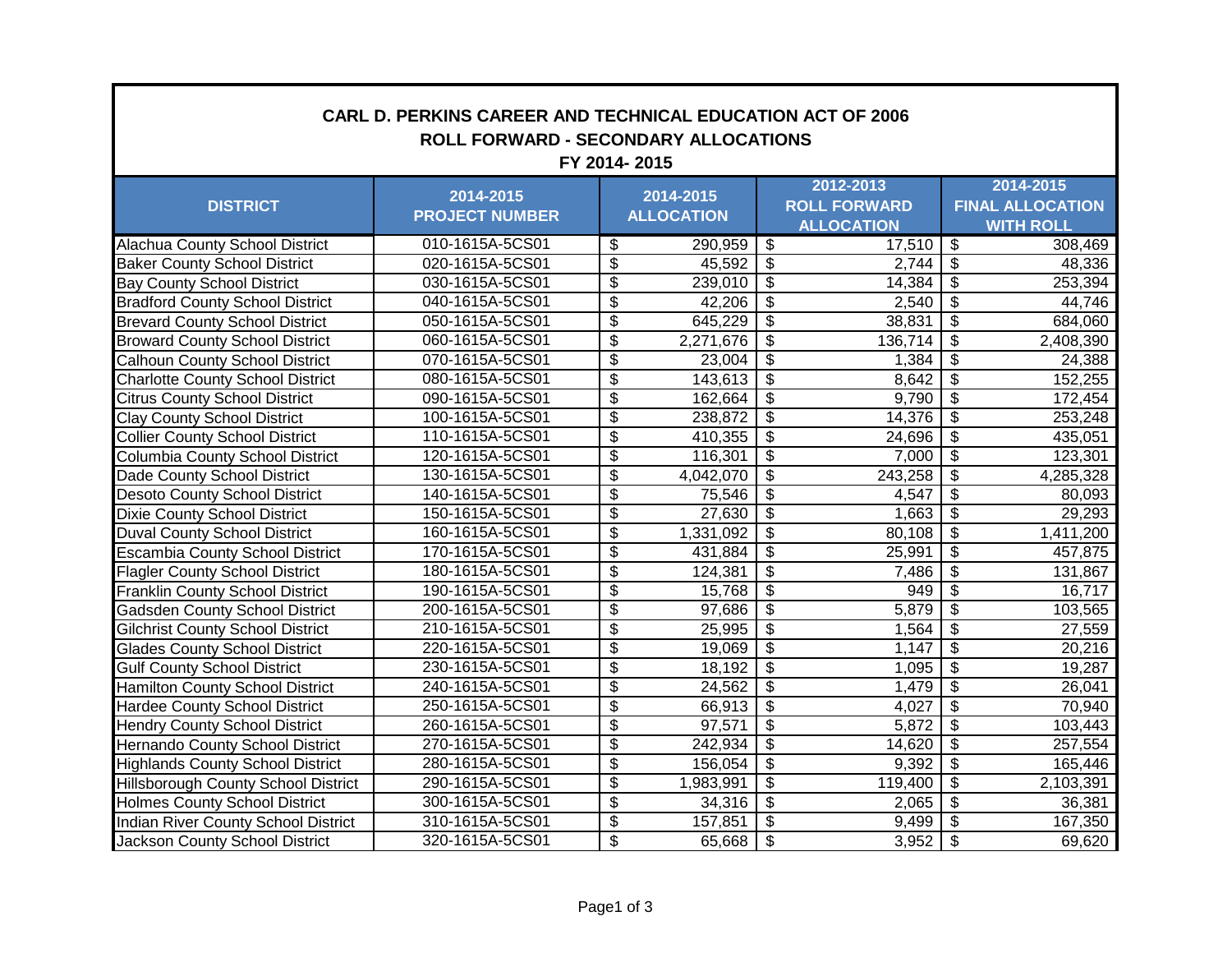# CARL D. PERKINS CAREER AND TECHNICAL EDUCATION ACT OF 2006
## ROLL FORWARD - SECONDARY ALLOCATIONS
### FY 2014- 2015

| DISTRICT | 2014-2015 PROJECT NUMBER | 2014-2015 ALLOCATION | 2012-2013 ROLL FORWARD ALLOCATION | 2014-2015 FINAL ALLOCATION WITH ROLL |
|---|---|---|---|---|
| Alachua County School District | 010-1615A-5CS01 | $ 290,959 | $ 17,510 | $ 308,469 |
| Baker County School District | 020-1615A-5CS01 | $ 45,592 | $ 2,744 | $ 48,336 |
| Bay County School District | 030-1615A-5CS01 | $ 239,010 | $ 14,384 | $ 253,394 |
| Bradford County School District | 040-1615A-5CS01 | $ 42,206 | $ 2,540 | $ 44,746 |
| Brevard County School District | 050-1615A-5CS01 | $ 645,229 | $ 38,831 | $ 684,060 |
| Broward County School District | 060-1615A-5CS01 | $ 2,271,676 | $ 136,714 | $ 2,408,390 |
| Calhoun County School District | 070-1615A-5CS01 | $ 23,004 | $ 1,384 | $ 24,388 |
| Charlotte County School District | 080-1615A-5CS01 | $ 143,613 | $ 8,642 | $ 152,255 |
| Citrus County School District | 090-1615A-5CS01 | $ 162,664 | $ 9,790 | $ 172,454 |
| Clay County School District | 100-1615A-5CS01 | $ 238,872 | $ 14,376 | $ 253,248 |
| Collier County School District | 110-1615A-5CS01 | $ 410,355 | $ 24,696 | $ 435,051 |
| Columbia County School District | 120-1615A-5CS01 | $ 116,301 | $ 7,000 | $ 123,301 |
| Dade County School District | 130-1615A-5CS01 | $ 4,042,070 | $ 243,258 | $ 4,285,328 |
| Desoto County School District | 140-1615A-5CS01 | $ 75,546 | $ 4,547 | $ 80,093 |
| Dixie County School District | 150-1615A-5CS01 | $ 27,630 | $ 1,663 | $ 29,293 |
| Duval County School District | 160-1615A-5CS01 | $ 1,331,092 | $ 80,108 | $ 1,411,200 |
| Escambia County School District | 170-1615A-5CS01 | $ 431,884 | $ 25,991 | $ 457,875 |
| Flagler County School District | 180-1615A-5CS01 | $ 124,381 | $ 7,486 | $ 131,867 |
| Franklin County School District | 190-1615A-5CS01 | $ 15,768 | $ 949 | $ 16,717 |
| Gadsden County School District | 200-1615A-5CS01 | $ 97,686 | $ 5,879 | $ 103,565 |
| Gilchrist County School District | 210-1615A-5CS01 | $ 25,995 | $ 1,564 | $ 27,559 |
| Glades County School District | 220-1615A-5CS01 | $ 19,069 | $ 1,147 | $ 20,216 |
| Gulf County School District | 230-1615A-5CS01 | $ 18,192 | $ 1,095 | $ 19,287 |
| Hamilton County School District | 240-1615A-5CS01 | $ 24,562 | $ 1,479 | $ 26,041 |
| Hardee County School District | 250-1615A-5CS01 | $ 66,913 | $ 4,027 | $ 70,940 |
| Hendry County School District | 260-1615A-5CS01 | $ 97,571 | $ 5,872 | $ 103,443 |
| Hernando County School District | 270-1615A-5CS01 | $ 242,934 | $ 14,620 | $ 257,554 |
| Highlands County School District | 280-1615A-5CS01 | $ 156,054 | $ 9,392 | $ 165,446 |
| Hillsborough County School District | 290-1615A-5CS01 | $ 1,983,991 | $ 119,400 | $ 2,103,391 |
| Holmes County School District | 300-1615A-5CS01 | $ 34,316 | $ 2,065 | $ 36,381 |
| Indian River County School District | 310-1615A-5CS01 | $ 157,851 | $ 9,499 | $ 167,350 |
| Jackson County School District | 320-1615A-5CS01 | $ 65,668 | $ 3,952 | $ 69,620 |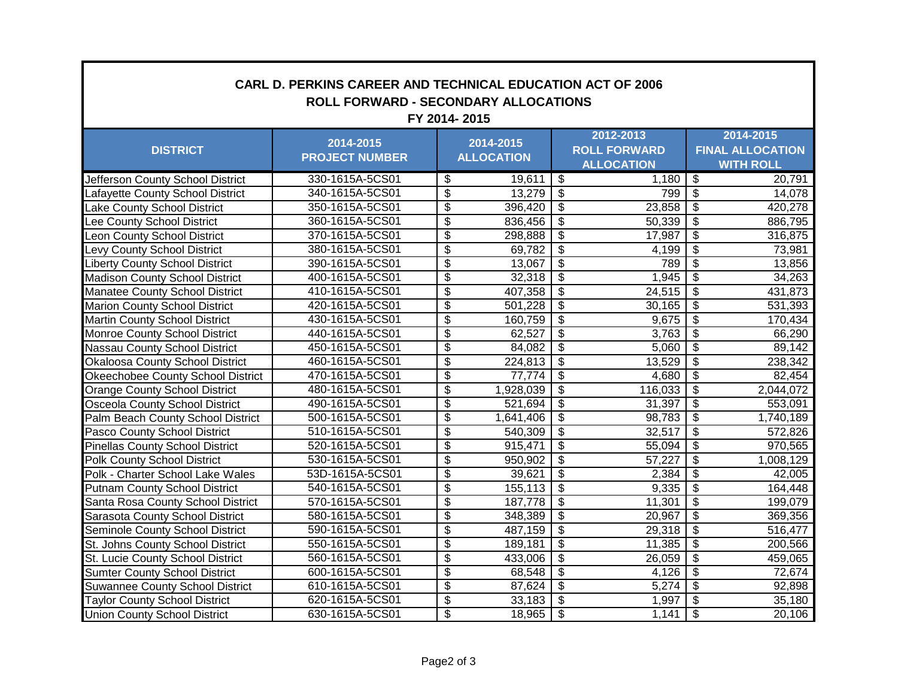**CARL D. PERKINS CAREER AND TECHNICAL EDUCATION ACT OF 2006**
**ROLL FORWARD - SECONDARY ALLOCATIONS**
**FY 2014- 2015**

| DISTRICT | 2014-2015 PROJECT NUMBER | 2014-2015 ALLOCATION | 2012-2013 ROLL FORWARD ALLOCATION | 2014-2015 FINAL ALLOCATION WITH ROLL |
|---|---|---|---|---|
| Jefferson County School District | 330-1615A-5CS01 | $ 19,611 | $ 1,180 | $ 20,791 |
| Lafayette County School District | 340-1615A-5CS01 | $ 13,279 | $ 799 | $ 14,078 |
| Lake County School District | 350-1615A-5CS01 | $ 396,420 | $ 23,858 | $ 420,278 |
| Lee County School District | 360-1615A-5CS01 | $ 836,456 | $ 50,339 | $ 886,795 |
| Leon County School District | 370-1615A-5CS01 | $ 298,888 | $ 17,987 | $ 316,875 |
| Levy County School District | 380-1615A-5CS01 | $ 69,782 | $ 4,199 | $ 73,981 |
| Liberty County School District | 390-1615A-5CS01 | $ 13,067 | $ 789 | $ 13,856 |
| Madison County School District | 400-1615A-5CS01 | $ 32,318 | $ 1,945 | $ 34,263 |
| Manatee County School District | 410-1615A-5CS01 | $ 407,358 | $ 24,515 | $ 431,873 |
| Marion County School District | 420-1615A-5CS01 | $ 501,228 | $ 30,165 | $ 531,393 |
| Martin County School District | 430-1615A-5CS01 | $ 160,759 | $ 9,675 | $ 170,434 |
| Monroe County School District | 440-1615A-5CS01 | $ 62,527 | $ 3,763 | $ 66,290 |
| Nassau County School District | 450-1615A-5CS01 | $ 84,082 | $ 5,060 | $ 89,142 |
| Okaloosa County School District | 460-1615A-5CS01 | $ 224,813 | $ 13,529 | $ 238,342 |
| Okeechobee County School District | 470-1615A-5CS01 | $ 77,774 | $ 4,680 | $ 82,454 |
| Orange County School District | 480-1615A-5CS01 | $ 1,928,039 | $ 116,033 | $ 2,044,072 |
| Osceola County School District | 490-1615A-5CS01 | $ 521,694 | $ 31,397 | $ 553,091 |
| Palm Beach County School District | 500-1615A-5CS01 | $ 1,641,406 | $ 98,783 | $ 1,740,189 |
| Pasco County School District | 510-1615A-5CS01 | $ 540,309 | $ 32,517 | $ 572,826 |
| Pinellas County School District | 520-1615A-5CS01 | $ 915,471 | $ 55,094 | $ 970,565 |
| Polk County School District | 530-1615A-5CS01 | $ 950,902 | $ 57,227 | $ 1,008,129 |
| Polk - Charter School Lake Wales | 53D-1615A-5CS01 | $ 39,621 | $ 2,384 | $ 42,005 |
| Putnam County School District | 540-1615A-5CS01 | $ 155,113 | $ 9,335 | $ 164,448 |
| Santa Rosa County School District | 570-1615A-5CS01 | $ 187,778 | $ 11,301 | $ 199,079 |
| Sarasota County School District | 580-1615A-5CS01 | $ 348,389 | $ 20,967 | $ 369,356 |
| Seminole County School District | 590-1615A-5CS01 | $ 487,159 | $ 29,318 | $ 516,477 |
| St. Johns County School District | 550-1615A-5CS01 | $ 189,181 | $ 11,385 | $ 200,566 |
| St. Lucie County School District | 560-1615A-5CS01 | $ 433,006 | $ 26,059 | $ 459,065 |
| Sumter County School District | 600-1615A-5CS01 | $ 68,548 | $ 4,126 | $ 72,674 |
| Suwannee County School District | 610-1615A-5CS01 | $ 87,624 | $ 5,274 | $ 92,898 |
| Taylor County School District | 620-1615A-5CS01 | $ 33,183 | $ 1,997 | $ 35,180 |
| Union County School District | 630-1615A-5CS01 | $ 18,965 | $ 1,141 | $ 20,106 |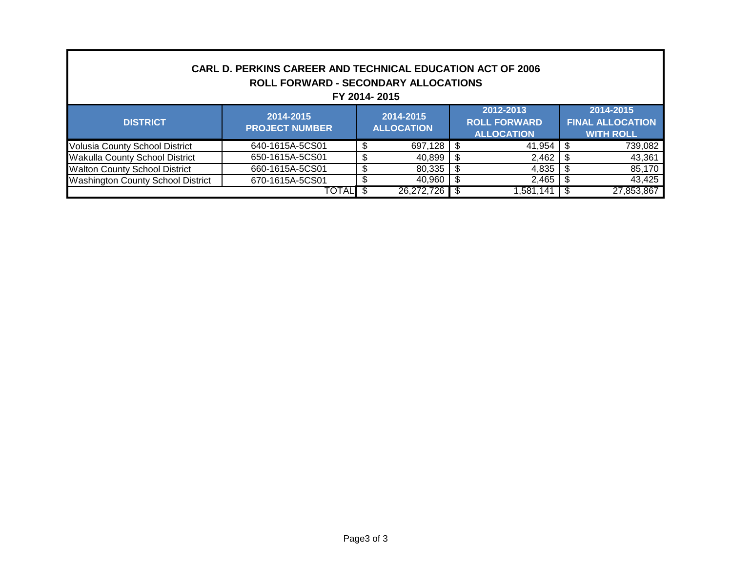**CARL D. PERKINS CAREER AND TECHNICAL EDUCATION ACT OF 2006**
**ROLL FORWARD - SECONDARY ALLOCATIONS**
**FY 2014- 2015**

| DISTRICT | 2014-2015 PROJECT NUMBER | 2014-2015 ALLOCATION | 2012-2013 ROLL FORWARD ALLOCATION | 2014-2015 FINAL ALLOCATION WITH ROLL |
|---|---|---|---|---|
| Volusia County School District | 640-1615A-5CS01 | $ 697,128 | $ 41,954 | $ 739,082 |
| Wakulla County School District | 650-1615A-5CS01 | $ 40,899 | $ 2,462 | $ 43,361 |
| Walton County School District | 660-1615A-5CS01 | $ 80,335 | $ 4,835 | $ 85,170 |
| Washington County School District | 670-1615A-5CS01 | $ 40,960 | $ 2,465 | $ 43,425 |
| | TOTAL | $ 26,272,726 | $ 1,581,141 | $ 27,853,867 |